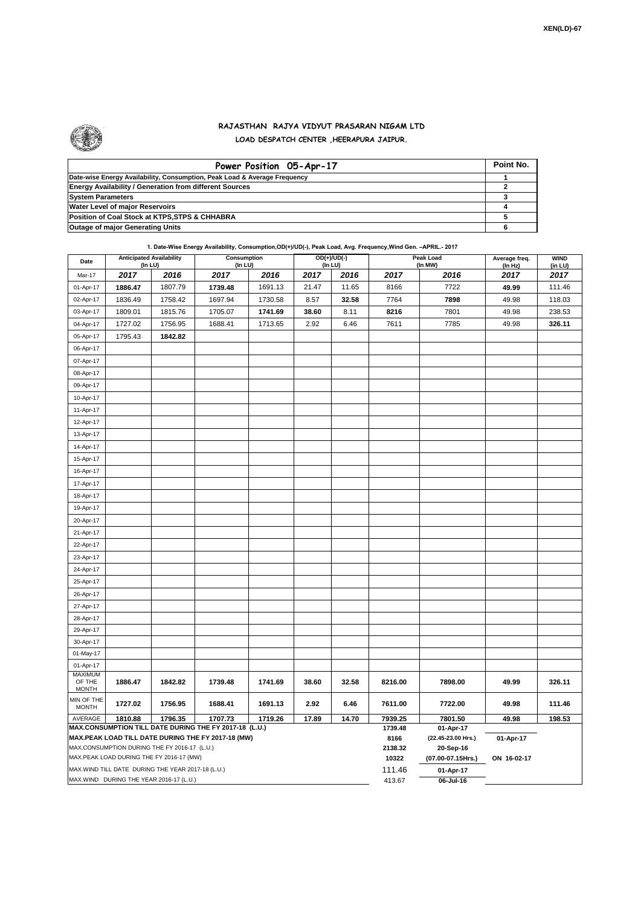XEN(LD)-67

# RAJASTHAN RAJYA VIDYUT PRASARAN NIGAM LTD

## LOAD DESPATCH CENTER ,HEERAPURA JAIPUR.

| Power Position 05-Apr-17 | Point No. |
|---|---|
| Date-wise Energy Availability, Consumption, Peak Load & Average Frequency | 1 |
| Energy Availability / Generation from different Sources | 2 |
| System Parameters | 3 |
| Water Level of major Reservoirs | 4 |
| Position of Coal Stock at KTPS,STPS & CHHABRA | 5 |
| Outage of major Generating Units | 6 |

**1. Date-Wise Energy Availability, Consumption,OD(+)/UD(-), Peak Load, Avg. Frequency,Wind Gen. –APRIL.- 2017**

| Date | Anticipated Availability (In LU) | | Consumption (In LU) | | OD(+)/UD(-) (In LU) | | Peak Load (In MW) | | Average freq. (In Hz) | WIND (in LU) |
|---|---|---|---|---|---|---|---|---|---|---|
| Mar-17 | 2017 | 2016 | 2017 | 2016 | 2017 | 2016 | 2017 | 2016 | 2017 | 2017 |
| 01-Apr-17 | 1886.47 | 1807.79 | 1739.48 | 1691.13 | 21.47 | 11.65 | 8166 | 7722 | 49.99 | 111.46 |
| 02-Apr-17 | 1836.49 | 1758.42 | 1697.94 | 1730.58 | 8.57 | 32.58 | 7764 | 7898 | 49.98 | 118.03 |
| 03-Apr-17 | 1809.01 | 1815.76 | 1705.07 | 1741.69 | 38.60 | 8.11 | 8216 | 7801 | 49.98 | 238.53 |
| 04-Apr-17 | 1727.02 | 1756.95 | 1688.41 | 1713.65 | 2.92 | 6.46 | 7611 | 7785 | 49.98 | 326.11 |
| 05-Apr-17 | 1795.43 | 1842.82 | | | | | | | | |
| 06-Apr-17 | | | | | | | | | | |
| 07-Apr-17 | | | | | | | | | | |
| 08-Apr-17 | | | | | | | | | | |
| 09-Apr-17 | | | | | | | | | | |
| 10-Apr-17 | | | | | | | | | | |
| 11-Apr-17 | | | | | | | | | | |
| 12-Apr-17 | | | | | | | | | | |
| 13-Apr-17 | | | | | | | | | | |
| 14-Apr-17 | | | | | | | | | | |
| 15-Apr-17 | | | | | | | | | | |
| 16-Apr-17 | | | | | | | | | | |
| 17-Apr-17 | | | | | | | | | | |
| 18-Apr-17 | | | | | | | | | | |
| 19-Apr-17 | | | | | | | | | | |
| 20-Apr-17 | | | | | | | | | | |
| 21-Apr-17 | | | | | | | | | | |
| 22-Apr-17 | | | | | | | | | | |
| 23-Apr-17 | | | | | | | | | | |
| 24-Apr-17 | | | | | | | | | | |
| 25-Apr-17 | | | | | | | | | | |
| 26-Apr-17 | | | | | | | | | | |
| 27-Apr-17 | | | | | | | | | | |
| 28-Apr-17 | | | | | | | | | | |
| 29-Apr-17 | | | | | | | | | | |
| 30-Apr-17 | | | | | | | | | | |
| 01-May-17 | | | | | | | | | | |
| 01-Apr-17 | | | | | | | | | | |
| MAXIMUM OF THE MONTH | 1886.47 | 1842.82 | 1739.48 | 1741.69 | 38.60 | 32.58 | 8216.00 | 7898.00 | 49.99 | 326.11 |
| MIN OF THE MONTH | 1727.02 | 1756.95 | 1688.41 | 1691.13 | 2.92 | 6.46 | 7611.00 | 7722.00 | 49.98 | 111.46 |
| AVERAGE | 1810.88 | 1796.35 | 1707.73 | 1719.26 | 17.89 | 14.70 | 7939.25 | 7801.50 | 49.98 | 198.53 |
| MAX.CONSUMPTION TILL DATE DURING THE FY 2017-18 (L.U.) | | | | | | | 1739.48 | 01-Apr-17 | | |
| MAX.PEAK LOAD TILL DATE DURING THE FY 2017-18 (MW) | | | | | | | 8166 | (22.45-23.00 Hrs.) | 01-Apr-17 | |
| MAX.CONSUMPTION DURING THE FY 2016-17 (L.U.) | | | | | | | 2138.32 | 20-Sep-16 | | |
| MAX.PEAK LOAD DURING THE FY 2016-17 (MW) | | | | | | | 10322 | (07.00-07.15Hrs.) | ON 16-02-17 | |
| MAX.WIND TILL DATE DURING THE YEAR 2017-18 (L.U.) | | | | | | | 111.46 | 01-Apr-17 | | |
| MAX.WIND DURING THE YEAR 2016-17 (L.U.) | | | | | | | 413.67 | 06-Jul-16 | | |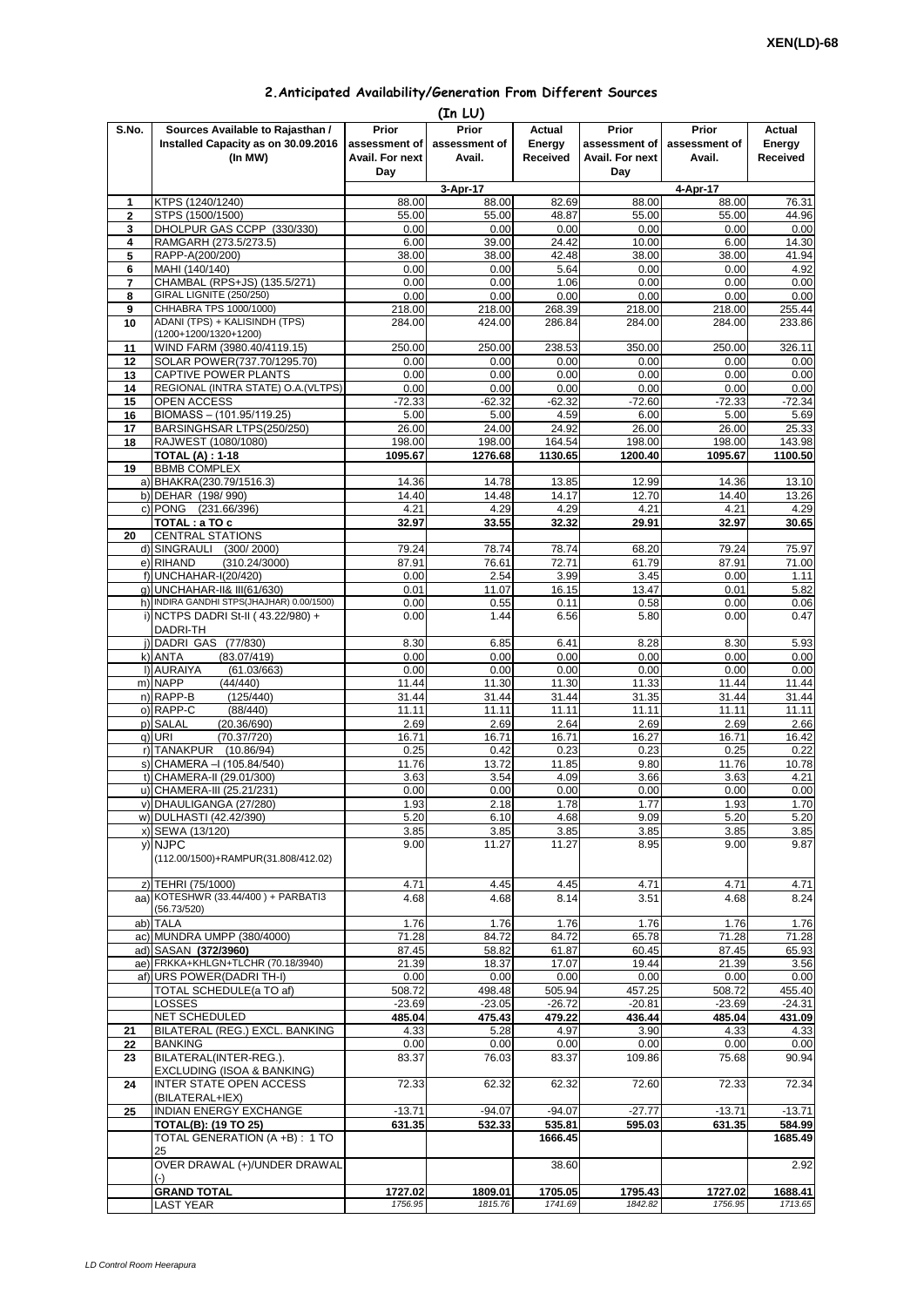XEN(LD)-68

## 2.Anticipated Availability/Generation From Different Sources

(In LU)

| S.No. | Sources Available to Rajasthan / Installed Capacity as on 30.09.2016 (In MW) | Prior assessment of Avail. For next Day | Prior assessment of Avail. | Actual Energy Received | Prior assessment of Avail. For next Day | Prior assessment of Avail. | Actual Energy Received |
|---|---|---|---|---|---|---|---|
| | | 3-Apr-17 | | | 4-Apr-17 | | |
| 1 | KTPS (1240/1240) | 88.00 | 88.00 | 82.69 | 88.00 | 88.00 | 76.31 |
| 2 | STPS (1500/1500) | 55.00 | 55.00 | 48.87 | 55.00 | 55.00 | 44.96 |
| 3 | DHOLPUR GAS CCPP (330/330) | 0.00 | 0.00 | 0.00 | 0.00 | 0.00 | 0.00 |
| 4 | RAMGARH (273.5/273.5) | 6.00 | 39.00 | 24.42 | 10.00 | 6.00 | 14.30 |
| 5 | RAPP-A(200/200) | 38.00 | 38.00 | 42.48 | 38.00 | 38.00 | 41.94 |
| 6 | MAHI (140/140) | 0.00 | 0.00 | 5.64 | 0.00 | 0.00 | 4.92 |
| 7 | CHAMBAL (RPS+JS) (135.5/271) | 0.00 | 0.00 | 1.06 | 0.00 | 0.00 | 0.00 |
| 8 | GIRAL LIGNITE (250/250) | 0.00 | 0.00 | 0.00 | 0.00 | 0.00 | 0.00 |
| 9 | CHHABRA TPS 1000/1000) | 218.00 | 218.00 | 268.39 | 218.00 | 218.00 | 255.44 |
| 10 | ADANI (TPS) + KALISINDH (TPS) (1200+1200/1320+1200) | 284.00 | 424.00 | 286.84 | 284.00 | 284.00 | 233.86 |
| 11 | WIND FARM (3980.40/4119.15) | 250.00 | 250.00 | 238.53 | 350.00 | 250.00 | 326.11 |
| 12 | SOLAR POWER(737.70/1295.70) | 0.00 | 0.00 | 0.00 | 0.00 | 0.00 | 0.00 |
| 13 | CAPTIVE POWER PLANTS | 0.00 | 0.00 | 0.00 | 0.00 | 0.00 | 0.00 |
| 14 | REGIONAL (INTRA STATE) O.A.(VLTPS) | 0.00 | 0.00 | 0.00 | 0.00 | 0.00 | 0.00 |
| 15 | OPEN ACCESS | -72.33 | -62.32 | -62.32 | -72.60 | -72.33 | -72.34 |
| 16 | BIOMASS – (101.95/119.25) | 5.00 | 5.00 | 4.59 | 6.00 | 5.00 | 5.69 |
| 17 | BARSINGHSAR LTPS(250/250) | 26.00 | 24.00 | 24.92 | 26.00 | 26.00 | 25.33 |
| 18 | RAJWEST (1080/1080) | 198.00 | 198.00 | 164.54 | 198.00 | 198.00 | 143.98 |
| | **TOTAL (A) : 1-18** | **1095.67** | **1276.68** | **1130.65** | **1200.40** | **1095.67** | **1100.50** |
| 19 | BBMB COMPLEX | | | | | | |
| a) | BHAKRA(230.79/1516.3) | 14.36 | 14.78 | 13.85 | 12.99 | 14.36 | 13.10 |
| b) | DEHAR (198/ 990) | 14.40 | 14.48 | 14.17 | 12.70 | 14.40 | 13.26 |
| c) | PONG (231.66/396) | 4.21 | 4.29 | 4.29 | 4.21 | 4.21 | 4.29 |
| | **TOTAL : a TO c** | **32.97** | **33.55** | **32.32** | **29.91** | **32.97** | **30.65** |
| 20 | CENTRAL STATIONS | | | | | | |
| d) | SINGRAULI (300/ 2000) | 79.24 | 78.74 | 78.74 | 68.20 | 79.24 | 75.97 |
| e) | RIHAND (310.24/3000) | 87.91 | 76.61 | 72.71 | 61.79 | 87.91 | 71.00 |
| f) | UNCHAHAR-I(20/420) | 0.00 | 2.54 | 3.99 | 3.45 | 0.00 | 1.11 |
| g) | UNCHAHAR-II& III(61/630) | 0.01 | 11.07 | 16.15 | 13.47 | 0.01 | 5.82 |
| h) | INDIRA GANDHI STPS(JHAJHAR) 0.00/1500) | 0.00 | 0.55 | 0.11 | 0.58 | 0.00 | 0.06 |
| i) | NCTPS DADRI St-II ( 43.22/980) + DADRI-TH | 0.00 | 1.44 | 6.56 | 5.80 | 0.00 | 0.47 |
| j) | DADRI GAS (77/830) | 8.30 | 6.85 | 6.41 | 8.28 | 8.30 | 5.93 |
| k) | ANTA (83.07/419) | 0.00 | 0.00 | 0.00 | 0.00 | 0.00 | 0.00 |
| l) | AURAIYA (61.03/663) | 0.00 | 0.00 | 0.00 | 0.00 | 0.00 | 0.00 |
| m) | NAPP (44/440) | 11.44 | 11.30 | 11.30 | 11.33 | 11.44 | 11.44 |
| n) | RAPP-B (125/440) | 31.44 | 31.44 | 31.44 | 31.35 | 31.44 | 31.44 |
| o) | RAPP-C (88/440) | 11.11 | 11.11 | 11.11 | 11.11 | 11.11 | 11.11 |
| p) | SALAL (20.36/690) | 2.69 | 2.69 | 2.64 | 2.69 | 2.69 | 2.66 |
| q) | URI (70.37/720) | 16.71 | 16.71 | 16.71 | 16.27 | 16.71 | 16.42 |
| r) | TANAKPUR (10.86/94) | 0.25 | 0.42 | 0.23 | 0.23 | 0.25 | 0.22 |
| s) | CHAMERA –I (105.84/540) | 11.76 | 13.72 | 11.85 | 9.80 | 11.76 | 10.78 |
| t) | CHAMERA-II (29.01/300) | 3.63 | 3.54 | 4.09 | 3.66 | 3.63 | 4.21 |
| u) | CHAMERA-III (25.21/231) | 0.00 | 0.00 | 0.00 | 0.00 | 0.00 | 0.00 |
| v) | DHAULIGANGA (27/280) | 1.93 | 2.18 | 1.78 | 1.77 | 1.93 | 1.70 |
| w) | DULHASTI (42.42/390) | 5.20 | 6.10 | 4.68 | 9.09 | 5.20 | 5.20 |
| x) | SEWA (13/120) | 3.85 | 3.85 | 3.85 | 3.85 | 3.85 | 3.85 |
| y) | NJPC (112.00/1500)+RAMPUR(31.808/412.02) | 9.00 | 11.27 | 11.27 | 8.95 | 9.00 | 9.87 |
| z) | TEHRI (75/1000) | 4.71 | 4.45 | 4.45 | 4.71 | 4.71 | 4.71 |
| aa) | KOTESHWR (33.44/400 ) + PARBATI3 (56.73/520) | 4.68 | 4.68 | 8.14 | 3.51 | 4.68 | 8.24 |
| ab) | TALA | 1.76 | 1.76 | 1.76 | 1.76 | 1.76 | 1.76 |
| ac) | MUNDRA UMPP (380/4000) | 71.28 | 84.72 | 84.72 | 65.78 | 71.28 | 71.28 |
| ad) | SASAN **(372/3960)** | 87.45 | 58.82 | 61.87 | 60.45 | 87.45 | 65.93 |
| ae) | FRKKA+KHLGN+TLCHR (70.18/3940) | 21.39 | 18.37 | 17.07 | 19.44 | 21.39 | 3.56 |
| af) | URS POWER(DADRI TH-I) | 0.00 | 0.00 | 0.00 | 0.00 | 0.00 | 0.00 |
| | TOTAL SCHEDULE(a TO af) | 508.72 | 498.48 | 505.94 | 457.25 | 508.72 | 455.40 |
| | LOSSES | -23.69 | -23.05 | -26.72 | -20.81 | -23.69 | -24.31 |
| | NET SCHEDULED | 485.04 | 475.43 | 479.22 | 436.44 | 485.04 | 431.09 |
| 21 | BILATERAL (REG.) EXCL. BANKING | 4.33 | 5.28 | 4.97 | 3.90 | 4.33 | 4.33 |
| 22 | BANKING | 0.00 | 0.00 | 0.00 | 0.00 | 0.00 | 0.00 |
| 23 | BILATERAL(INTER-REG.). EXCLUDING (ISOA & BANKING) | 83.37 | 76.03 | 83.37 | 109.86 | 75.68 | 90.94 |
| 24 | INTER STATE OPEN ACCESS (BILATERAL+IEX) | 72.33 | 62.32 | 62.32 | 72.60 | 72.33 | 72.34 |
| 25 | INDIAN ENERGY EXCHANGE | -13.71 | -94.07 | -94.07 | -27.77 | -13.71 | -13.71 |
| | **TOTAL(B): (19 TO 25)** | **631.35** | **532.33** | **535.81** | **595.03** | **631.35** | **584.99** |
| | TOTAL GENERATION (A +B) : 1 TO 25 | | | **1666.45** | | | **1685.49** |
| | OVER DRAWAL (+)/UNDER DRAWAL (-) | | | 38.60 | | | 2.92 |
| | **GRAND TOTAL** | **1727.02** | **1809.01** | **1705.05** | **1795.43** | **1727.02** | **1688.41** |
| | LAST YEAR | *1756.95* | *1815.76* | *1741.69* | *1842.82* | *1756.95* | *1713.65* |

*LD Control Room Heerapura*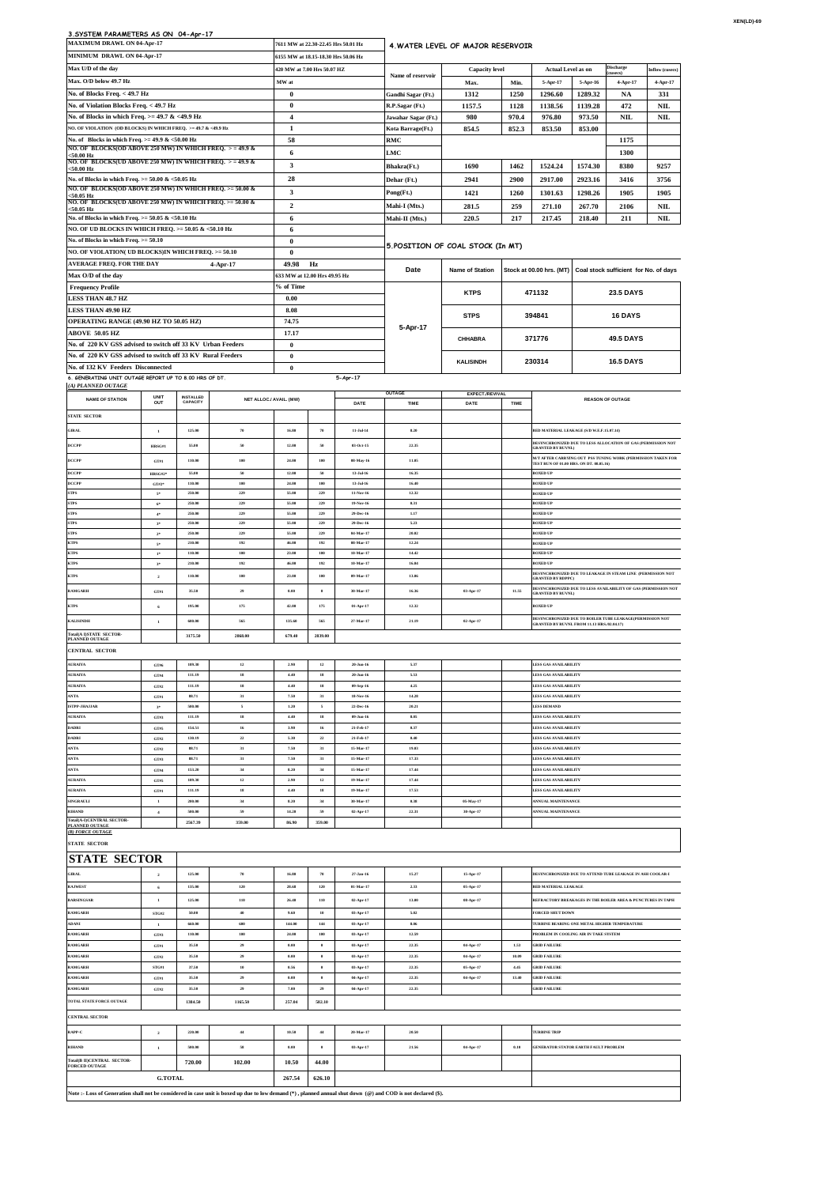## 3. SYSTEM PARAMETERS AS ON 04-Apr-17

| | | |
|---|---|---|
| MAXIMUM DRAWL ON 04-Apr-17 | | 7611 MW at 22.30-22.45 Hrs 50.01 Hz |
| MINIMUM DRAWL ON 04-Apr-17 | | 6155 MW at 18.15-18.30 Hrs 50.06 Hz |
| Max U/D of the day | | 420 MW at 7.00 Hrs 50.07 HZ |
| Max. O/D below 49.7 Hz | | MW at |
| No. of Blocks Freq. < 49.7 Hz | | 0 |
| No. of Violation Blocks Freq. < 49.7 Hz | | 0 |
| No. of Blocks in which Freq. >= 49.7 & <49.9 Hz | | 4 |
| NO. OF VIOLATION (OD BLOCKS) IN WHICH FREQ. >= 49.7 & <49.9 Hz | | 1 |
| No. of Blocks in which Freq. >= 49.9 & <50.00 Hz | | 58 |
| NO. OF BLOCKS(OD ABOVE 250 MW) IN WHICH FREQ. > = 49.9 & <50.00 Hz | | 6 |
| NO. OF BLOCKS(UD ABOVE 250 MW) IN WHICH FREQ. > = 49.9 & <50.00 Hz | | 3 |
| No. of Blocks in which Freq. >= 50.00 & <50.05 Hz | | 28 |
| NO. OF BLOCKS(OD ABOVE 250 MW) IN WHICH FREQ. >= 50.00 & <50.05 Hz | | 3 |
| NO. OF BLOCKS(UD ABOVE 250 MW) IN WHICH FREQ. >= 50.00 & <50.05 Hz | | 2 |
| No. of Blocks in which Freq. >= 50.05 & <50.10 Hz | | 6 |
| NO. OF UD BLOCKS IN WHICH FREQ. >= 50.05 & <50.10 Hz | | 6 |
| No. of Blocks in which Freq. >= 50.10 | | 0 |
| NO. OF VIOLATION( UD BLOCKS)IN WHICH FREQ. >= 50.10 | | 0 |
| AVERAGE FREQ. FOR THE DAY | 4-Apr-17 | 49.98 Hz |
| Max O/D of the day | | 633 MW at 12.00 Hrs 49.95 Hz |
| Frequency Profile | | % of Time |
| LESS THAN 48.7 HZ | | 0.00 |
| LESS THAN 49.90 HZ | | 8.08 |
| OPERATING RANGE (49.90 HZ TO 50.05 HZ) | | 74.75 |
| ABOVE 50.05 HZ | | 17.17 |
| No. of 220 KV GSS advised to switch off 33 KV Urban Feeders | | 0 |
| No. of 220 KV GSS advised to switch off 33 KV Rural Feeders | | 0 |
| No. of 132 KV Feeders Disconnected | | 0 |

## 4. WATER LEVEL OF MAJOR RESERVOIR

| Name of reservoir | Capacity level | | Actual Level as on | | Discharge (cusecs) | Inflow (cusecs) |
|---|---|---|---|---|---|---|
| | Max. | Min. | 5-Apr-17 | 5-Apr-16 | 4-Apr-17 | 4-Apr-17 |
| Gandhi Sagar (Ft.) | 1312 | 1250 | 1296.60 | 1289.32 | NA | 331 |
| R.P.Sagar (Ft.) | 1157.5 | 1128 | 1138.56 | 1139.28 | 472 | NIL |
| Jawahar Sagar (Ft.) | 980 | 970.4 | 976.80 | 973.50 | NIL | NIL |
| Kota Barrage(Ft.) | 854.5 | 852.3 | 853.50 | 853.00 | | |
| RMC | | | | | 1175 | |
| LMC | | | | | 1300 | |
| Bhakra(Ft.) | 1690 | 1462 | 1524.24 | 1574.30 | 8380 | 9257 |
| Dehar (Ft.) | 2941 | 2900 | 2917.00 | 2923.16 | 3416 | 3756 |
| Pong(Ft.) | 1421 | 1260 | 1301.63 | 1298.26 | 1905 | 1905 |
| Mahi-I (Mts.) | 281.5 | 259 | 271.10 | 267.70 | 2106 | NIL |
| Mahi-II (Mts.) | 220.5 | 217 | 217.45 | 218.40 | 211 | NIL |

## 5. POSITION OF COAL STOCK (In MT)

| Date | Name of Station | Stock at 00.00 hrs. (MT) | Coal stock sufficient for No. of days |
|---|---|---|---|
| 5-Apr-17 | KTPS | 471132 | 23.5 DAYS |
| | STPS | 394841 | 16 DAYS |
| | CHHABRA | 371776 | 49.5 DAYS |
| | KALISINDH | 230314 | 16.5 DAYS |

## 6. GENERATING UNIT OUTAGE REPORT UP TO 6.00 HRS OF DT. 5-Apr-17

### (A) PLANNED OUTAGE

| NAME OF STATION | UNIT OUT | INSTALLED CAPACITY | NET ALLOC./ AVAIL. (MW) | | | OUTAGE DATE | OUTAGE TIME | EXPECT./REVIVAL DATE | EXPECT./REVIVAL TIME | REASON OF OUTAGE |
|---|---|---|---|---|---|---|---|---|---|---|
| **STATE SECTOR** | | | | | | | | | | |
| GIRAL | 1 | 125.00 | 70 | 16.00 | 70 | 11-Jul-14 | 8.20 | | | BED MATERIAL LEAKAGE (S/D W.E.F.15.07.14) |
| DCCPP | HRSG#1 | 55.00 | 50 | 12.00 | 50 | 03-Oct-15 | 22.35 | | | DESYNCHRONIZED DUE TO LESS ALLOCATION OF GAS (PERMISSION NOT GRANTED BY RUVNL) |
| DCCPP | GT#1 | 110.00 | 100 | 24.00 | 100 | 09-May-16 | 11.05 | | | M/T AFTER CARRYING OUT PSS TUNING WORK (PERMISSION TAKEN FOR TEST RUN OF 01.00 HRS. ON DT. 08.05.16) |
| DCCPP | HRSG#2* | 55.00 | 50 | 12.00 | 50 | 13-Jul-16 | 16.35 | | | BOXED UP |
| DCCPP | GT#2* | 110.00 | 100 | 24.00 | 100 | 13-Jul-16 | 16.40 | | | BOXED UP |
| STPS | 5* | 250.00 | 229 | 55.00 | 229 | 11-Nov-16 | 12.32 | | | BOXED UP |
| STPS | 6* | 250.00 | 229 | 55.00 | 229 | 19-Nov-16 | 8.31 | | | BOXED UP |
| STPS | 4* | 250.00 | 229 | 55.00 | 229 | 29-Dec-16 | 1.17 | | | BOXED UP |
| STPS | 3* | 250.00 | 229 | 55.00 | 229 | 29-Dec-16 | 5.23 | | | BOXED UP |
| STPS | 2* | 250.00 | 229 | 55.00 | 229 | 04-Mar-17 | 20.02 | | | BOXED UP |
| KTPS | 5* | 210.00 | 192 | 46.00 | 192 | 08-Mar-17 | 12.24 | | | BOXED UP |
| KTPS | 1* | 110.00 | 100 | 23.00 | 100 | 10-Mar-17 | 14.42 | | | BOXED UP |
| KTPS | 3* | 210.00 | 192 | 46.00 | 192 | 10-Mar-17 | 16.04 | | | BOXED UP |
| KTPS | 2 | 110.00 | 100 | 23.00 | 100 | 09-Mar-17 | 13.06 | | | DESYNCHRONIZED DUE TO LEAKAGE IN STEAM LINE (PERMISSION NOT GRANTED BY RDPPC) |
| RAMGARH | GT#1 | 35.50 | 29 | 0.00 | 0 | 30-Mar-17 | 16.26 | 03-Apr-17 | 11.55 | DESYNCHRONIZED DUE TO LESS AVAILABILITY OF GAS (PERMISSION NOT GRANTED BY RUVNL) |
| KTPS | 6 | 195.00 | 175 | 42.00 | 175 | 01-Apr-17 | 12.32 | | | BOXED UP |
| KALISINDH | 1 | 600.00 | 565 | 135.00 | 565 | 27-Mar-17 | 21.19 | 02-Apr-17 | | DESYNCHRONIZED DUE TO BOILER TUBE LEAKAGE(PERMISSION NOT GRANTED BY RUVNL FROM 11.13 HRS./02.04.17) |
| Total(A I)STATE SECTOR-PLANNED OUTAGE | | 3175.50 | 2060.00 | 679.40 | 2039.00 | | | | | |
| **CENTRAL SECTOR** | | | | | | | | | | |
| AURAIYA | GT#6 | 109.30 | 12 | 2.90 | 12 | 20-Jun-16 | 5.37 | | | LESS GAS AVAILABILITY |
| AURAIYA | GT#4 | 111.19 | 18 | 4.40 | 18 | 20-Jun-16 | 5.53 | | | LESS GAS AVAILABILITY |
| AURAIYA | GT#2 | 111.19 | 18 | 4.40 | 18 | 09-Sep-16 | 4.25 | | | LESS GAS AVAILABILITY |
| ANTA | GT#1 | 88.71 | 31 | 7.50 | 31 | 18-Nov-16 | 14.20 | | | LESS GAS AVAILABILITY |
| ISTPP-JHAJJAR | 3* | 500.00 | 5 | 1.20 | 5 | 22-Dec-16 | 20.21 | | | LESS DEMAND |
| AURAIYA | GT#3 | 111.19 | 18 | 4.40 | 18 | 09-Jan-16 | 8.05 | | | LESS GAS AVAILABILITY |
| DADRI | GT#5 | 154.51 | 16 | 3.90 | 16 | 21-Feb-17 | 8.37 | | | LESS GAS AVAILABILITY |
| DADRI | GT#2 | 130.19 | 22 | 5.30 | 22 | 21-Feb-17 | 8.48 | | | LESS GAS AVAILABILITY |
| ANTA | GT#2 | 88.71 | 31 | 7.50 | 31 | 15-Mar-17 | 19.03 | | | LESS GAS AVAILABILITY |
| ANTA | GT#3 | 88.71 | 31 | 7.50 | 31 | 15-Mar-17 | 17.33 | | | LESS GAS AVAILABILITY |
| ANTA | GT#4 | 153.20 | 34 | 8.20 | 34 | 15-Mar-17 | 17.44 | | | LESS GAS AVAILABILITY |
| AURAIYA | GT#5 | 109.30 | 12 | 2.90 | 12 | 19-Mar-17 | 17.44 | | | LESS GAS AVAILABILITY |
| AURAIYA | GT#1 | 111.19 | 18 | 4.40 | 18 | 19-Mar-17 | 17.53 | | | LESS GAS AVAILABILITY |
| SINGRAULI | 1 | 200.00 | 34 | 8.20 | 34 | 30-Mar-17 | 0.38 | 05-May-17 | | ANNUAL MAINTENANCE |
| RIHAND | 4 | 500.00 | 59 | 14.20 | 59 | 02-Apr-17 | 22.31 | 30-Apr-17 | | ANNUAL MAINTENANCE |
| Total(A-II)CENTRAL SECTOR-PLANNED OUTAGE | | 2567.39 | 359.00 | 86.90 | 359.00 | | | | | |

### (B) FORCE OUTAGE

| NAME OF STATION | UNIT OUT | INSTALLED CAPACITY | NET ALLOC./ AVAIL. (MW) | | | OUTAGE DATE | OUTAGE TIME | EXPECT./REVIVAL DATE | EXPECT./REVIVAL TIME | REASON OF OUTAGE |
|---|---|---|---|---|---|---|---|---|---|---|
| **STATE SECTOR** | | | | | | | | | | |
| GIRAL | 2 | 125.00 | 70 | 16.80 | 70 | 27-Jan-16 | 15.27 | 15-Apr-17 | | DESYNCHRONIZED DUE TO ATTEND TUBE LEAKAGE IN ASH COOLAR-I |
| RAJWEST | 6 | 135.00 | 120 | 28.60 | 120 | 01-Mar-17 | 2.31 | 05-Apr-17 | | BED MATERIAL LEAKAGE |
| BARSINGSAR | 1 | 125.00 | 110 | 26.40 | 110 | 02-Apr-17 | 13.00 | 08-Apr-17 | | REFRACTORY BREAKAGES IN THE BOILER AREA & PUNCTURES IN TAPH |
| RAMGARH | STG#2 | 50.00 | 40 | 9.60 | 10 | 03-Apr-17 | 5.02 | | | FORCED SHUT DOWN |
| ADANI | 1 | 660.00 | 600 | 144.00 | 144 | 03-Apr-17 | 8.06 | | | TURBINE BEARING ONE METAL HIGHER TEMPERATURE |
| RAMGARH | GT#3 | 110.00 | 100 | 24.00 | 100 | 03-Apr-17 | 12.59 | | | PROBLEM IN COOLING AIR IN TAKE SYSTEM |
| RAMGARH | GT#1 | 35.50 | 29 | 0.00 | 0 | 03-Apr-17 | 22.35 | 04-Apr-17 | 1.53 | GRID FAILURE |
| RAMGARH | GT#2 | 35.50 | 29 | 0.00 | 0 | 03-Apr-17 | 22.35 | 04-Apr-17 | 10.09 | GRID FAILURE |
| RAMGARH | STG#1 | 37.50 | 10 | 0.56 | 0 | 03-Apr-17 | 22.35 | 05-Apr-17 | 4.45 | GRID FAILURE |
| RAMGARH | GT#1 | 35.50 | 29 | 0.00 | 0 | 04-Apr-17 | 22.35 | 04-Apr-17 | 13.40 | GRID FAILURE |
| RAMGARH | GT#2 | 35.50 | 29 | 7.00 | 29 | 04-Apr-17 | 22.35 | | | GRID FAILURE |
| TOTAL STATE FORCE OUTAGE | | 1384.50 | 1165.50 | 257.04 | 582.10 | | | | | |
| **CENTRAL SECTOR** | | | | | | | | | | |
| RAPP-C | 2 | 220.00 | 44 | 10.50 | 44 | 20-Mar-17 | 20.50 | | | TURBINE TRIP |
| RIHAND | 1 | 500.00 | 58 | 0.00 | 0 | 03-Apr-17 | 21.56 | 04-Apr-17 | 0.18 | GENERATOR STATOR EARTH FAULT PROBLEM |
| Total(B II)CENTRAL SECTOR-FORCED OUTAGE | | 720.00 | 102.00 | 10.50 | 44.00 | | | | | |
| G.TOTAL | | | | 267.54 | 626.10 | | | | | |

Note :- Loss of Generation shall not be considered in case unit is boxed up due to low demand (*) , planned annual shut down (@) and COD is not declared ($).